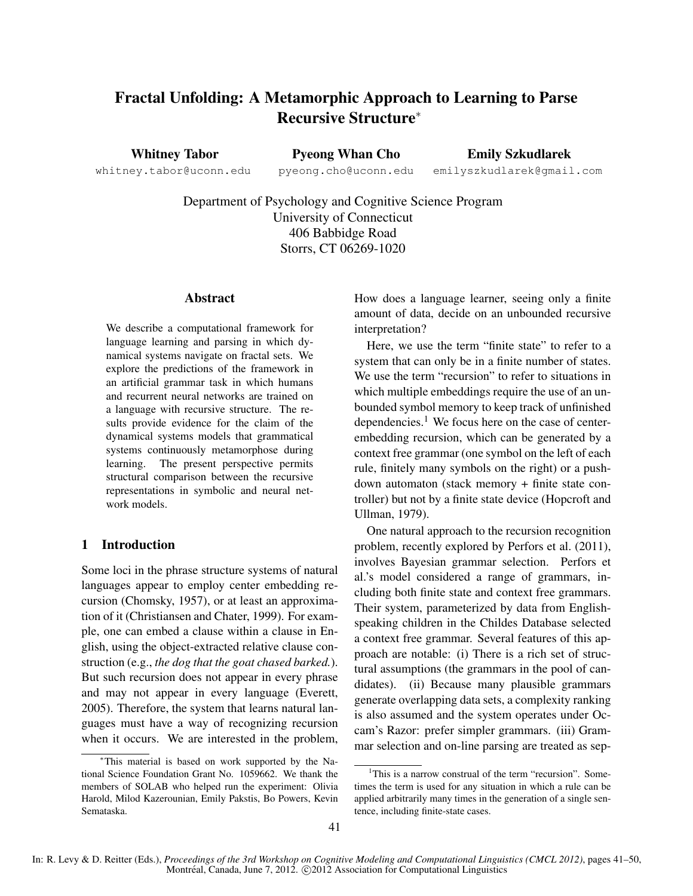# Fractal Unfolding: A Metamorphic Approach to Learning to Parse Recursive Structure*

**Whitney Tabor**
whitney.tabor@uconn.edu

**Pyeong Whan Cho**
pyeong.cho@uconn.edu

**Emily Szkudlarek**
emilyszkudlarek@gmail.com

Department of Psychology and Cognitive Science Program
University of Connecticut
406 Babbidge Road
Storrs, CT 06269-1020

## Abstract

We describe a computational framework for language learning and parsing in which dynamical systems navigate on fractal sets. We explore the predictions of the framework in an artificial grammar task in which humans and recurrent neural networks are trained on a language with recursive structure. The results provide evidence for the claim of the dynamical systems models that grammatical systems continuously metamorphose during learning. The present perspective permits structural comparison between the recursive representations in symbolic and neural network models.

## 1 Introduction

Some loci in the phrase structure systems of natural languages appear to employ center embedding recursion (Chomsky, 1957), or at least an approximation of it (Christiansen and Chater, 1999). For example, one can embed a clause within a clause in English, using the object-extracted relative clause construction (e.g., *the dog that the goat chased barked.*). But such recursion does not appear in every phrase and may not appear in every language (Everett, 2005). Therefore, the system that learns natural languages must have a way of recognizing recursion when it occurs. We are interested in the problem, How does a language learner, seeing only a finite amount of data, decide on an unbounded recursive interpretation?

Here, we use the term "finite state" to refer to a system that can only be in a finite number of states. We use the term "recursion" to refer to situations in which multiple embeddings require the use of an unbounded symbol memory to keep track of unfinished dependencies.[1] We focus here on the case of center-embedding recursion, which can be generated by a context free grammar (one symbol on the left of each rule, finitely many symbols on the right) or a push-down automaton (stack memory + finite state controller) but not by a finite state device (Hopcroft and Ullman, 1979).

One natural approach to the recursion recognition problem, recently explored by Perfors et al. (2011), involves Bayesian grammar selection. Perfors et al.'s model considered a range of grammars, including both finite state and context free grammars. Their system, parameterized by data from English-speaking children in the Childes Database selected a context free grammar. Several features of this approach are notable: (i) There is a rich set of structural assumptions (the grammars in the pool of candidates). (ii) Because many plausible grammars generate overlapping data sets, a complexity ranking is also assumed and the system operates under Occam's Razor: prefer simpler grammars. (iii) Grammar selection and on-line parsing are treated as sep-

---

*This material is based on work supported by the National Science Foundation Grant No. 1059662. We thank the members of SOLAB who helped run the experiment: Olivia Harold, Milod Kazerounian, Emily Pakstis, Bo Powers, Kevin Semataska.

[1] This is a narrow construal of the term "recursion". Sometimes the term is used for any situation in which a rule can be applied arbitrarily many times in the generation of a single sentence, including finite-state cases.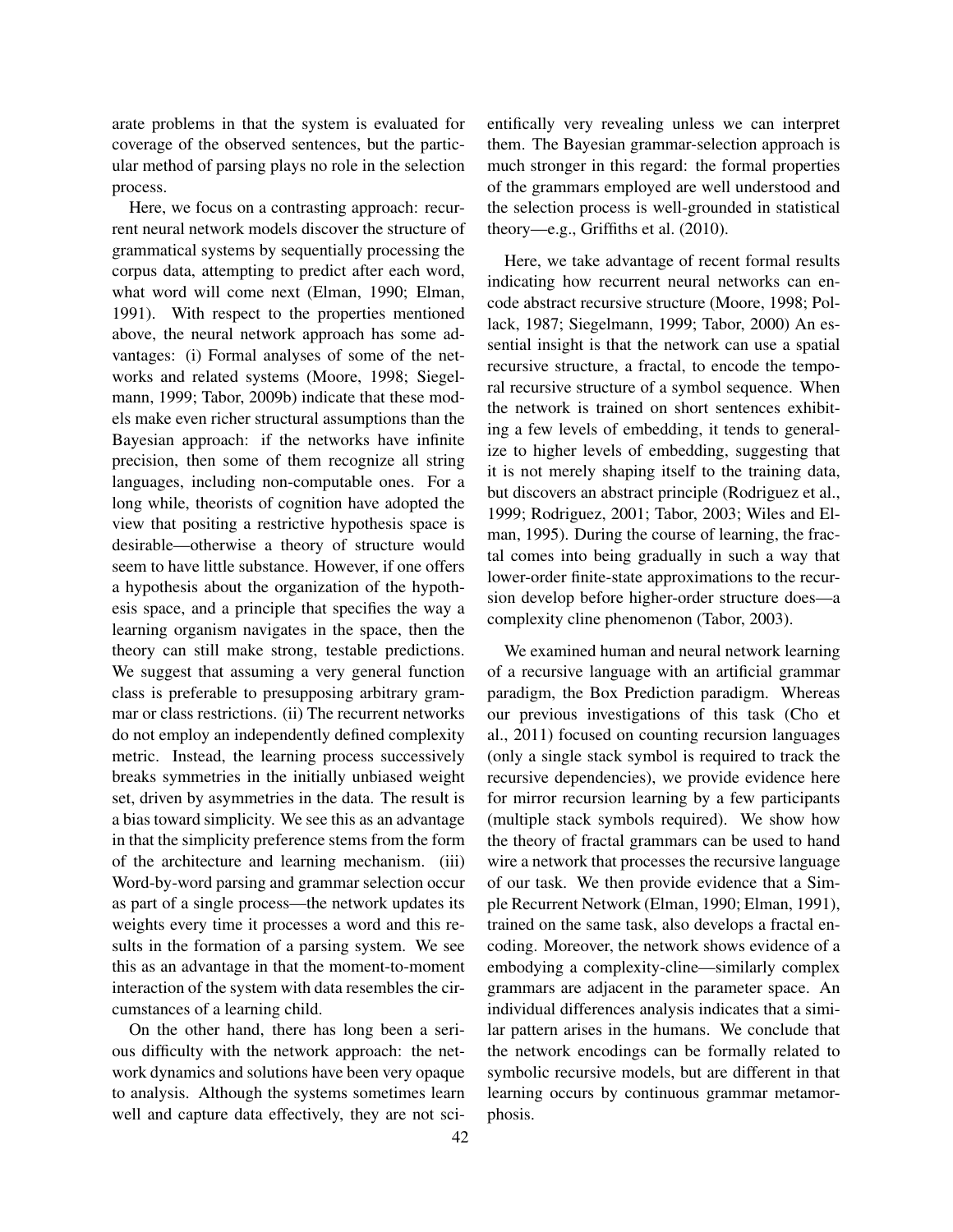arate problems in that the system is evaluated for coverage of the observed sentences, but the particular method of parsing plays no role in the selection process.

Here, we focus on a contrasting approach: recurrent neural network models discover the structure of grammatical systems by sequentially processing the corpus data, attempting to predict after each word, what word will come next (Elman, 1990; Elman, 1991). With respect to the properties mentioned above, the neural network approach has some advantages: (i) Formal analyses of some of the networks and related systems (Moore, 1998; Siegelmann, 1999; Tabor, 2009b) indicate that these models make even richer structural assumptions than the Bayesian approach: if the networks have infinite precision, then some of them recognize all string languages, including non-computable ones. For a long while, theorists of cognition have adopted the view that positing a restrictive hypothesis space is desirable—otherwise a theory of structure would seem to have little substance. However, if one offers a hypothesis about the organization of the hypothesis space, and a principle that specifies the way a learning organism navigates in the space, then the theory can still make strong, testable predictions. We suggest that assuming a very general function class is preferable to presupposing arbitrary grammar or class restrictions. (ii) The recurrent networks do not employ an independently defined complexity metric. Instead, the learning process successively breaks symmetries in the initially unbiased weight set, driven by asymmetries in the data. The result is a bias toward simplicity. We see this as an advantage in that the simplicity preference stems from the form of the architecture and learning mechanism. (iii) Word-by-word parsing and grammar selection occur as part of a single process—the network updates its weights every time it processes a word and this results in the formation of a parsing system. We see this as an advantage in that the moment-to-moment interaction of the system with data resembles the circumstances of a learning child.

On the other hand, there has long been a serious difficulty with the network approach: the network dynamics and solutions have been very opaque to analysis. Although the systems sometimes learn well and capture data effectively, they are not scientifically very revealing unless we can interpret them. The Bayesian grammar-selection approach is much stronger in this regard: the formal properties of the grammars employed are well understood and the selection process is well-grounded in statistical theory—e.g., Griffiths et al. (2010).

Here, we take advantage of recent formal results indicating how recurrent neural networks can encode abstract recursive structure (Moore, 1998; Pollack, 1987; Siegelmann, 1999; Tabor, 2000) An essential insight is that the network can use a spatial recursive structure, a fractal, to encode the temporal recursive structure of a symbol sequence. When the network is trained on short sentences exhibiting a few levels of embedding, it tends to generalize to higher levels of embedding, suggesting that it is not merely shaping itself to the training data, but discovers an abstract principle (Rodriguez et al., 1999; Rodriguez, 2001; Tabor, 2003; Wiles and Elman, 1995). During the course of learning, the fractal comes into being gradually in such a way that lower-order finite-state approximations to the recursion develop before higher-order structure does—a complexity cline phenomenon (Tabor, 2003).

We examined human and neural network learning of a recursive language with an artificial grammar paradigm, the Box Prediction paradigm. Whereas our previous investigations of this task (Cho et al., 2011) focused on counting recursion languages (only a single stack symbol is required to track the recursive dependencies), we provide evidence here for mirror recursion learning by a few participants (multiple stack symbols required). We show how the theory of fractal grammars can be used to hand wire a network that processes the recursive language of our task. We then provide evidence that a Simple Recurrent Network (Elman, 1990; Elman, 1991), trained on the same task, also develops a fractal encoding. Moreover, the network shows evidence of a embodying a complexity-cline—similarly complex grammars are adjacent in the parameter space. An individual differences analysis indicates that a similar pattern arises in the humans. We conclude that the network encodings can be formally related to symbolic recursive models, but are different in that learning occurs by continuous grammar metamorphosis.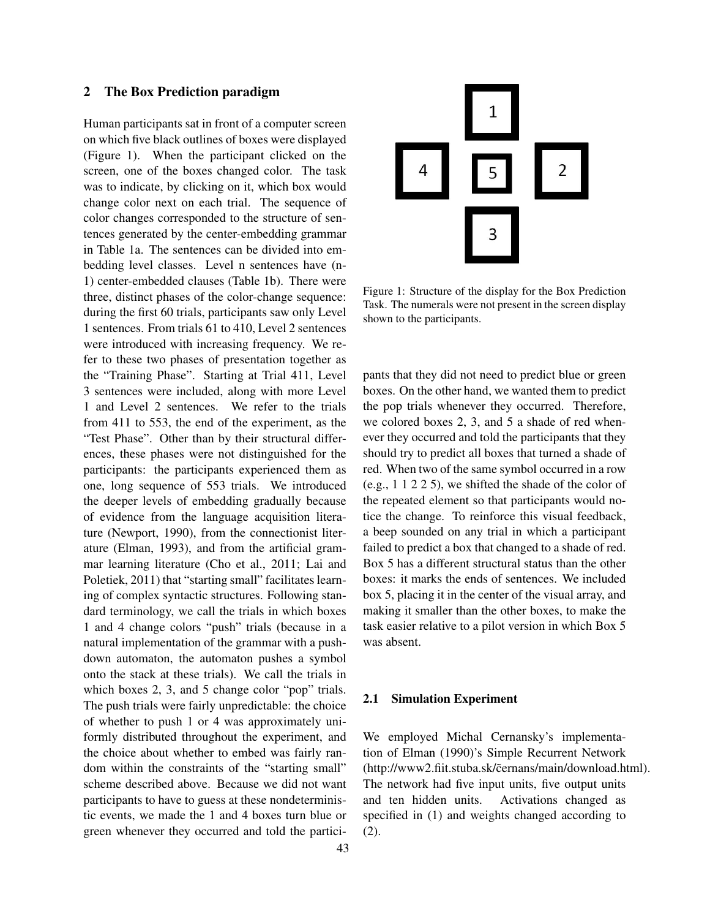## 2 The Box Prediction paradigm

Human participants sat in front of a computer screen on which five black outlines of boxes were displayed (Figure 1). When the participant clicked on the screen, one of the boxes changed color. The task was to indicate, by clicking on it, which box would change color next on each trial. The sequence of color changes corresponded to the structure of sentences generated by the center-embedding grammar in Table 1a. The sentences can be divided into embedding level classes. Level n sentences have (n-1) center-embedded clauses (Table 1b). There were three, distinct phases of the color-change sequence: during the first 60 trials, participants saw only Level 1 sentences. From trials 61 to 410, Level 2 sentences were introduced with increasing frequency. We refer to these two phases of presentation together as the "Training Phase". Starting at Trial 411, Level 3 sentences were included, along with more Level 1 and Level 2 sentences. We refer to the trials from 411 to 553, the end of the experiment, as the "Test Phase". Other than by their structural differences, these phases were not distinguished for the participants: the participants experienced them as one, long sequence of 553 trials. We introduced the deeper levels of embedding gradually because of evidence from the language acquisition literature (Newport, 1990), from the connectionist literature (Elman, 1993), and from the artificial grammar learning literature (Cho et al., 2011; Lai and Poletiek, 2011) that "starting small" facilitates learning of complex syntactic structures. Following standard terminology, we call the trials in which boxes 1 and 4 change colors "push" trials (because in a natural implementation of the grammar with a push-down automaton, the automaton pushes a symbol onto the stack at these trials). We call the trials in which boxes 2, 3, and 5 change color "pop" trials. The push trials were fairly unpredictable: the choice of whether to push 1 or 4 was approximately uniformly distributed throughout the experiment, and the choice about whether to embed was fairly random within the constraints of the "starting small" scheme described above. Because we did not want participants to have to guess at these nondeterministic events, we made the 1 and 4 boxes turn blue or green whenever they occurred and told the participants that they did not need to predict blue or green boxes. On the other hand, we wanted them to predict the pop trials whenever they occurred. Therefore, we colored boxes 2, 3, and 5 a shade of red whenever they occurred and told the participants that they should try to predict all boxes that turned a shade of red. When two of the same symbol occurred in a row (e.g., 1 1 2 2 5), we shifted the shade of the color of the repeated element so that participants would notice the change. To reinforce this visual feedback, a beep sounded on any trial in which a participant failed to predict a box that changed to a shade of red. Box 5 has a different structural status than the other boxes: it marks the ends of sentences. We included box 5, placing it in the center of the visual array, and making it smaller than the other boxes, to make the task easier relative to a pilot version in which Box 5 was absent.

Figure 1: Structure of the display for the Box Prediction Task. The numerals were not present in the screen display shown to the participants.

### 2.1 Simulation Experiment

We employed Michal Cernansky's implementation of Elman (1990)'s Simple Recurrent Network (http://www2.fiit.stuba.sk/~cernans/main/download.html). The network had five input units, five output units and ten hidden units. Activations changed as specified in (1) and weights changed according to (2).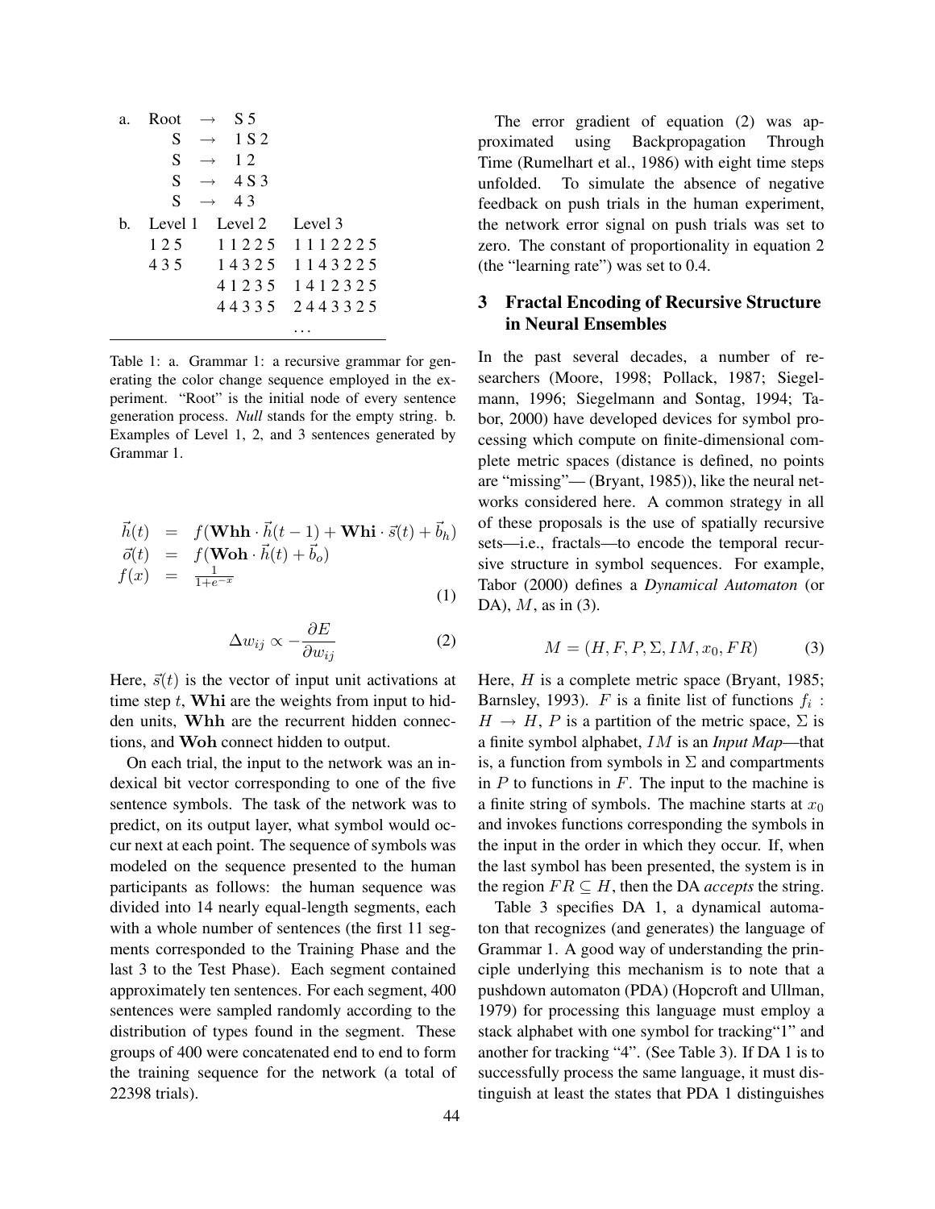| | | | | |
|---|---|---|---|---|
| a. | Root | → | S 5 | |
| | S | → | 1 S 2 | |
| | S | → | 1 2 | |
| | S | → | 4 S 3 | |
| | S | → | 4 3 | |
| b. | Level 1 | Level 2 | Level 3 | |
| | 1 2 5 | 1 1 2 2 5 | 1 1 1 2 2 2 5 | |
| | 4 3 5 | 1 4 3 2 5 | 1 1 4 3 2 2 5 | |
| | | 4 1 2 3 5 | 1 4 1 2 3 2 5 | |
| | | 4 4 3 3 5 | 2 4 4 3 3 2 5 | |
| | | | ... | |

Table 1: a. Grammar 1: a recursive grammar for generating the color change sequence employed in the experiment. "Root" is the initial node of every sentence generation process. *Null* stands for the empty string. b. Examples of Level 1, 2, and 3 sentences generated by Grammar 1.

$$
\begin{aligned}
\vec{h}(t) &= f(\mathbf{Whh} \cdot \vec{h}(t-1) + \mathbf{Whi} \cdot \vec{s}(t) + \vec{b}_h) \\
\vec{o}(t) &= f(\mathbf{Woh} \cdot \vec{h}(t) + \vec{b}_o) \\
f(x) &= \frac{1}{1+e^{-x}}
\end{aligned}
\tag{1}
$$

$$
\Delta w_{ij} \propto -\frac{\partial E}{\partial w_{ij}} \tag{2}
$$

Here, $\vec{s}(t)$ is the vector of input unit activations at time step $t$, $\mathbf{Whi}$ are the weights from input to hidden units, $\mathbf{Whh}$ are the recurrent hidden connections, and $\mathbf{Woh}$ connect hidden to output.

On each trial, the input to the network was an indexical bit vector corresponding to one of the five sentence symbols. The task of the network was to predict, on its output layer, what symbol would occur next at each point. The sequence of symbols was modeled on the sequence presented to the human participants as follows: the human sequence was divided into 14 nearly equal-length segments, each with a whole number of sentences (the first 11 segments corresponded to the Training Phase and the last 3 to the Test Phase). Each segment contained approximately ten sentences. For each segment, 400 sentences were sampled randomly according to the distribution of types found in the segment. These groups of 400 were concatenated end to end to form the training sequence for the network (a total of 22398 trials).

The error gradient of equation (2) was approximated using Backpropagation Through Time (Rumelhart et al., 1986) with eight time steps unfolded. To simulate the absence of negative feedback on push trials in the human experiment, the network error signal on push trials was set to zero. The constant of proportionality in equation 2 (the "learning rate") was set to 0.4.

## 3 Fractal Encoding of Recursive Structure in Neural Ensembles

In the past several decades, a number of researchers (Moore, 1998; Pollack, 1987; Siegelmann, 1996; Siegelmann and Sontag, 1994; Tabor, 2000) have developed devices for symbol processing which compute on finite-dimensional complete metric spaces (distance is defined, no points are "missing"— (Bryant, 1985)), like the neural networks considered here. A common strategy in all of these proposals is the use of spatially recursive sets—i.e., fractals—to encode the temporal recursive structure in symbol sequences. For example, Tabor (2000) defines a *Dynamical Automaton* (or DA), $M$, as in (3).

$$
M = (H, F, P, \Sigma, IM, x_0, FR) \tag{3}
$$

Here, $H$ is a complete metric space (Bryant, 1985; Barnsley, 1993). $F$ is a finite list of functions $f_i : H \to H$, $P$ is a partition of the metric space, $\Sigma$ is a finite symbol alphabet, $IM$ is an *Input Map*—that is, a function from symbols in $\Sigma$ and compartments in $P$ to functions in $F$. The input to the machine is a finite string of symbols. The machine starts at $x_0$ and invokes functions corresponding the symbols in the input in the order in which they occur. If, when the last symbol has been presented, the system is in the region $FR \subseteq H$, then the DA *accepts* the string.

Table 3 specifies DA 1, a dynamical automaton that recognizes (and generates) the language of Grammar 1. A good way of understanding the principle underlying this mechanism is to note that a pushdown automaton (PDA) (Hopcroft and Ullman, 1979) for processing this language must employ a stack alphabet with one symbol for tracking"1" and another for tracking "4". (See Table 3). If DA 1 is to successfully process the same language, it must distinguish at least the states that PDA 1 distinguishes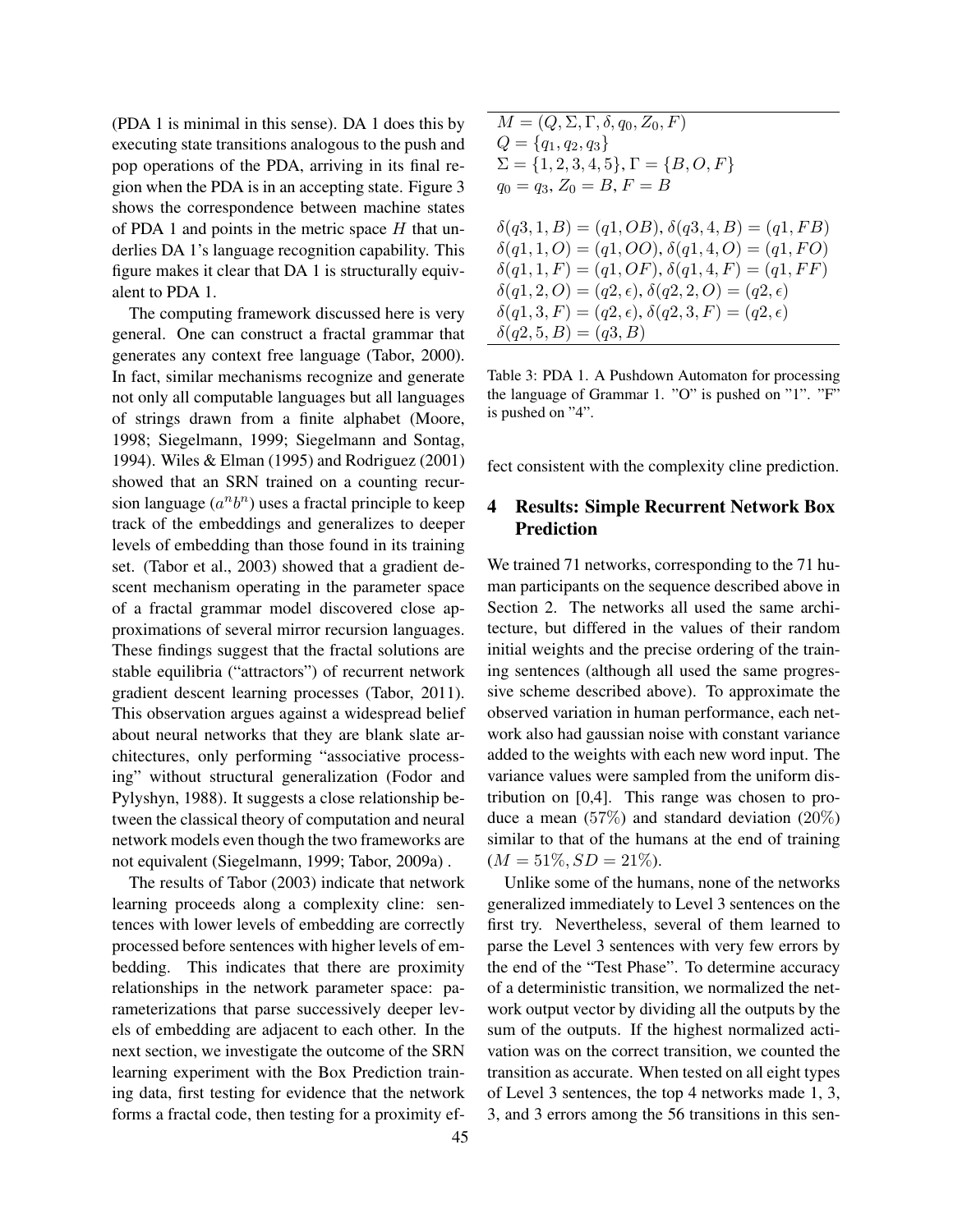(PDA 1 is minimal in this sense). DA 1 does this by executing state transitions analogous to the push and pop operations of the PDA, arriving in its final region when the PDA is in an accepting state. Figure 3 shows the correspondence between machine states of PDA 1 and points in the metric space $H$ that underlies DA 1's language recognition capability. This figure makes it clear that DA 1 is structurally equivalent to PDA 1.

The computing framework discussed here is very general. One can construct a fractal grammar that generates any context free language (Tabor, 2000). In fact, similar mechanisms recognize and generate not only all computable languages but all languages of strings drawn from a finite alphabet (Moore, 1998; Siegelmann, 1999; Siegelmann and Sontag, 1994). Wiles & Elman (1995) and Rodriguez (2001) showed that an SRN trained on a counting recursion language ($a^n b^n$) uses a fractal principle to keep track of the embeddings and generalizes to deeper levels of embedding than those found in its training set. (Tabor et al., 2003) showed that a gradient descent mechanism operating in the parameter space of a fractal grammar model discovered close approximations of several mirror recursion languages. These findings suggest that the fractal solutions are stable equilibria ("attractors") of recurrent network gradient descent learning processes (Tabor, 2011). This observation argues against a widespread belief about neural networks that they are blank slate architectures, only performing "associative processing" without structural generalization (Fodor and Pylyshyn, 1988). It suggests a close relationship between the classical theory of computation and neural network models even though the two frameworks are not equivalent (Siegelmann, 1999; Tabor, 2009a) .

The results of Tabor (2003) indicate that network learning proceeds along a complexity cline: sentences with lower levels of embedding are correctly processed before sentences with higher levels of embedding. This indicates that there are proximity relationships in the network parameter space: parameterizations that parse successively deeper levels of embedding are adjacent to each other. In the next section, we investigate the outcome of the SRN learning experiment with the Box Prediction training data, first testing for evidence that the network forms a fractal code, then testing for a proximity effect consistent with the complexity cline prediction.

$$
\begin{array}{l}
M = (Q, \Sigma, \Gamma, \delta, q_0, Z_0, F) \\
Q = \{q_1, q_2, q_3\} \\
\Sigma = \{1, 2, 3, 4, 5\}, \Gamma = \{B, O, F\} \\
q_0 = q_3, Z_0 = B, F = B \\
\\
\delta(q3, 1, B) = (q1, OB),\ \delta(q3, 4, B) = (q1, FB) \\
\delta(q1, 1, O) = (q1, OO),\ \delta(q1, 4, O) = (q1, FO) \\
\delta(q1, 1, F) = (q1, OF),\ \delta(q1, 4, F) = (q1, FF) \\
\delta(q1, 2, O) = (q2, \epsilon),\ \delta(q2, 2, O) = (q2, \epsilon) \\
\delta(q1, 3, F) = (q2, \epsilon),\ \delta(q2, 3, F) = (q2, \epsilon) \\
\delta(q2, 5, B) = (q3, B)
\end{array}
$$

Table 3: PDA 1. A Pushdown Automaton for processing the language of Grammar 1. "O" is pushed on "1". "F" is pushed on "4".

## 4 Results: Simple Recurrent Network Box Prediction

We trained 71 networks, corresponding to the 71 human participants on the sequence described above in Section 2. The networks all used the same architecture, but differed in the values of their random initial weights and the precise ordering of the training sentences (although all used the same progressive scheme described above). To approximate the observed variation in human performance, each network also had gaussian noise with constant variance added to the weights with each new word input. The variance values were sampled from the uniform distribution on [0,4]. This range was chosen to produce a mean ($57\%$) and standard deviation ($20\%$) similar to that of the humans at the end of training ($M = 51\%, SD = 21\%$).

Unlike some of the humans, none of the networks generalized immediately to Level 3 sentences on the first try. Nevertheless, several of them learned to parse the Level 3 sentences with very few errors by the end of the "Test Phase". To determine accuracy of a deterministic transition, we normalized the network output vector by dividing all the outputs by the sum of the outputs. If the highest normalized activation was on the correct transition, we counted the transition as accurate. When tested on all eight types of Level 3 sentences, the top 4 networks made 1, 3, 3, and 3 errors among the 56 transitions in this sen-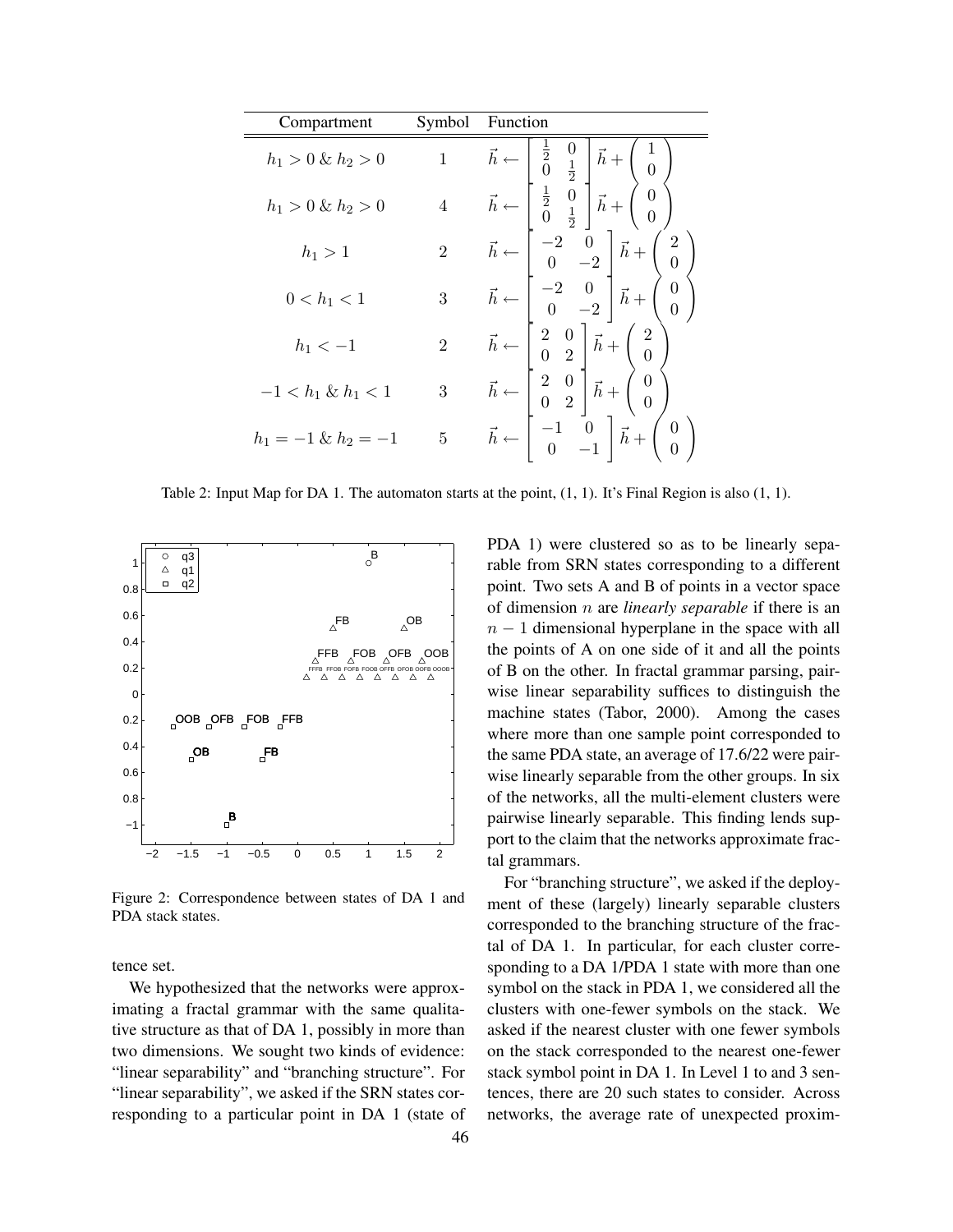| Compartment | Symbol | Function |
|---|---|---|
| $h_1 > 0$ & $h_2 > 0$ | 1 | $\vec{h} \leftarrow \begin{bmatrix} \frac{1}{2} & 0 \\ 0 & \frac{1}{2} \end{bmatrix} \vec{h} + \begin{pmatrix} 1 \\ 0 \end{pmatrix}$ |
| $h_1 > 0$ & $h_2 > 0$ | 4 | $\vec{h} \leftarrow \begin{bmatrix} \frac{1}{2} & 0 \\ 0 & \frac{1}{2} \end{bmatrix} \vec{h} + \begin{pmatrix} 0 \\ 0 \end{pmatrix}$ |
| $h_1 > 1$ | 2 | $\vec{h} \leftarrow \begin{bmatrix} -2 & 0 \\ 0 & -2 \end{bmatrix} \vec{h} + \begin{pmatrix} 2 \\ 0 \end{pmatrix}$ |
| $0 < h_1 < 1$ | 3 | $\vec{h} \leftarrow \begin{bmatrix} -2 & 0 \\ 0 & -2 \end{bmatrix} \vec{h} + \begin{pmatrix} 0 \\ 0 \end{pmatrix}$ |
| $h_1 < -1$ | 2 | $\vec{h} \leftarrow \begin{bmatrix} 2 & 0 \\ 0 & 2 \end{bmatrix} \vec{h} + \begin{pmatrix} 2 \\ 0 \end{pmatrix}$ |
| $-1 < h_1$ & $h_1 < 1$ | 3 | $\vec{h} \leftarrow \begin{bmatrix} 2 & 0 \\ 0 & 2 \end{bmatrix} \vec{h} + \begin{pmatrix} 0 \\ 0 \end{pmatrix}$ |
| $h_1 = -1$ & $h_2 = -1$ | 5 | $\vec{h} \leftarrow \begin{bmatrix} -1 & 0 \\ 0 & -1 \end{bmatrix} \vec{h} + \begin{pmatrix} 0 \\ 0 \end{pmatrix}$ |

Table 2: Input Map for DA 1. The automaton starts at the point, (1, 1). It's Final Region is also (1, 1).

Figure 2: Correspondence between states of DA 1 and PDA stack states.

tence set.

We hypothesized that the networks were approximating a fractal grammar with the same qualitative structure as that of DA 1, possibly in more than two dimensions. We sought two kinds of evidence: "linear separability" and "branching structure". For "linear separability", we asked if the SRN states corresponding to a particular point in DA 1 (state of PDA 1) were clustered so as to be linearly separable from SRN states corresponding to a different point. Two sets A and B of points in a vector space of dimension $n$ are *linearly separable* if there is an $n-1$ dimensional hyperplane in the space with all the points of A on one side of it and all the points of B on the other. In fractal grammar parsing, pairwise linear separability suffices to distinguish the machine states (Tabor, 2000). Among the cases where more than one sample point corresponded to the same PDA state, an average of 17.6/22 were pairwise linearly separable from the other groups. In six of the networks, all the multi-element clusters were pairwise linearly separable. This finding lends support to the claim that the networks approximate fractal grammars.

For "branching structure", we asked if the deployment of these (largely) linearly separable clusters corresponded to the branching structure of the fractal of DA 1. In particular, for each cluster corresponding to a DA 1/PDA 1 state with more than one symbol on the stack in PDA 1, we considered all the clusters with one-fewer symbols on the stack. We asked if the nearest cluster with one fewer symbols on the stack corresponded to the nearest one-fewer stack symbol point in DA 1. In Level 1 to and 3 sentences, there are 20 such states to consider. Across networks, the average rate of unexpected proxim-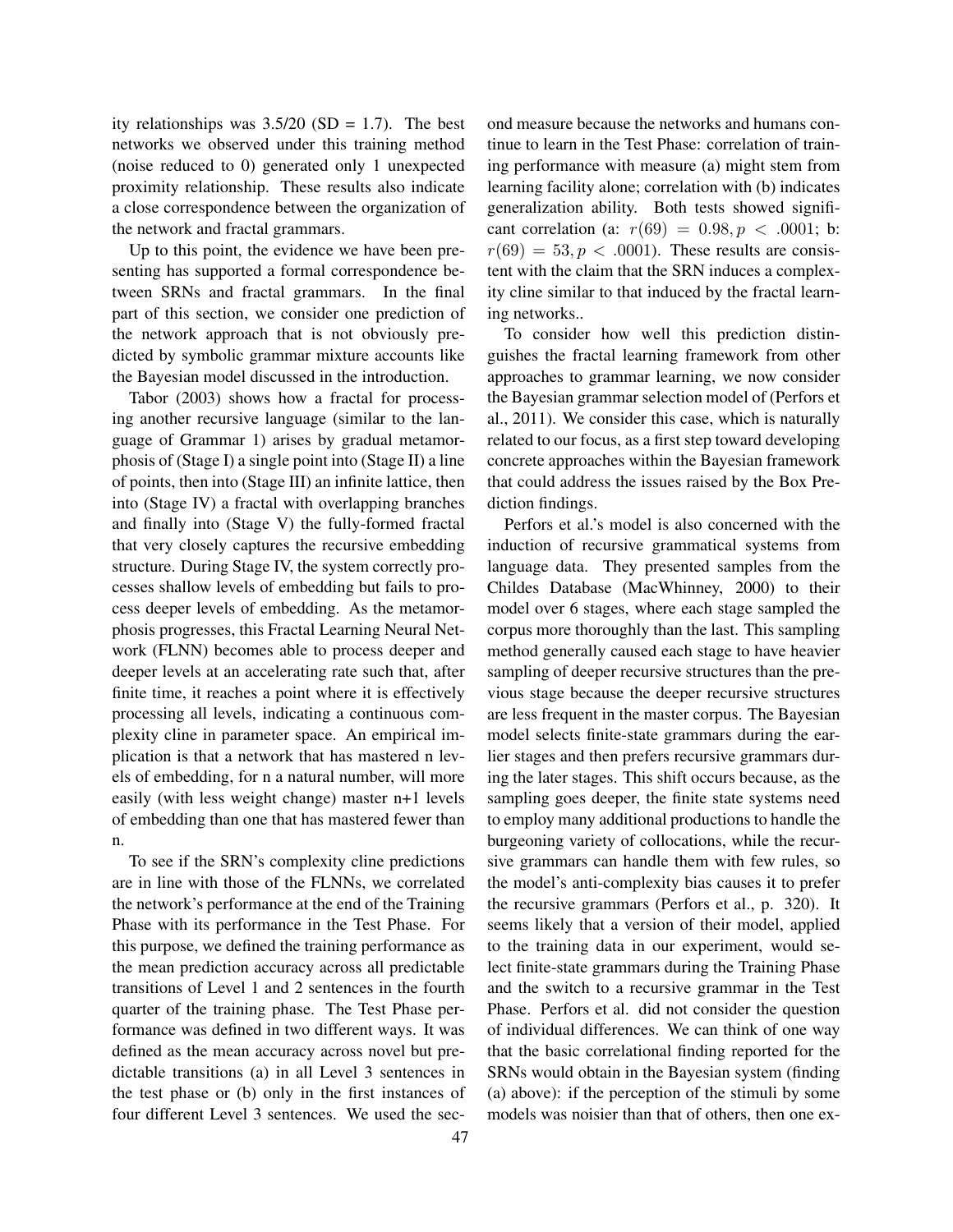ity relationships was 3.5/20 (SD = 1.7). The best networks we observed under this training method (noise reduced to 0) generated only 1 unexpected proximity relationship. These results also indicate a close correspondence between the organization of the network and fractal grammars.

Up to this point, the evidence we have been presenting has supported a formal correspondence between SRNs and fractal grammars. In the final part of this section, we consider one prediction of the network approach that is not obviously predicted by symbolic grammar mixture accounts like the Bayesian model discussed in the introduction.

Tabor (2003) shows how a fractal for processing another recursive language (similar to the language of Grammar 1) arises by gradual metamorphosis of (Stage I) a single point into (Stage II) a line of points, then into (Stage III) an infinite lattice, then into (Stage IV) a fractal with overlapping branches and finally into (Stage V) the fully-formed fractal that very closely captures the recursive embedding structure. During Stage IV, the system correctly processes shallow levels of embedding but fails to process deeper levels of embedding. As the metamorphosis progresses, this Fractal Learning Neural Network (FLNN) becomes able to process deeper and deeper levels at an accelerating rate such that, after finite time, it reaches a point where it is effectively processing all levels, indicating a continuous complexity cline in parameter space. An empirical implication is that a network that has mastered n levels of embedding, for n a natural number, will more easily (with less weight change) master n+1 levels of embedding than one that has mastered fewer than n.

To see if the SRN's complexity cline predictions are in line with those of the FLNNs, we correlated the network's performance at the end of the Training Phase with its performance in the Test Phase. For this purpose, we defined the training performance as the mean prediction accuracy across all predictable transitions of Level 1 and 2 sentences in the fourth quarter of the training phase. The Test Phase performance was defined in two different ways. It was defined as the mean accuracy across novel but predictable transitions (a) in all Level 3 sentences in the test phase or (b) only in the first instances of four different Level 3 sentences. We used the second measure because the networks and humans continue to learn in the Test Phase: correlation of training performance with measure (a) might stem from learning facility alone; correlation with (b) indicates generalization ability. Both tests showed significant correlation (a: $r(69) = 0.98, p < .0001$; b: $r(69) = 53, p < .0001$). These results are consistent with the claim that the SRN induces a complexity cline similar to that induced by the fractal learning networks..

To consider how well this prediction distinguishes the fractal learning framework from other approaches to grammar learning, we now consider the Bayesian grammar selection model of (Perfors et al., 2011). We consider this case, which is naturally related to our focus, as a first step toward developing concrete approaches within the Bayesian framework that could address the issues raised by the Box Prediction findings.

Perfors et al.'s model is also concerned with the induction of recursive grammatical systems from language data. They presented samples from the Childes Database (MacWhinney, 2000) to their model over 6 stages, where each stage sampled the corpus more thoroughly than the last. This sampling method generally caused each stage to have heavier sampling of deeper recursive structures than the previous stage because the deeper recursive structures are less frequent in the master corpus. The Bayesian model selects finite-state grammars during the earlier stages and then prefers recursive grammars during the later stages. This shift occurs because, as the sampling goes deeper, the finite state systems need to employ many additional productions to handle the burgeoning variety of collocations, while the recursive grammars can handle them with few rules, so the model's anti-complexity bias causes it to prefer the recursive grammars (Perfors et al., p. 320). It seems likely that a version of their model, applied to the training data in our experiment, would select finite-state grammars during the Training Phase and the switch to a recursive grammar in the Test Phase. Perfors et al. did not consider the question of individual differences. We can think of one way that the basic correlational finding reported for the SRNs would obtain in the Bayesian system (finding (a) above): if the perception of the stimuli by some models was noisier than that of others, then one ex-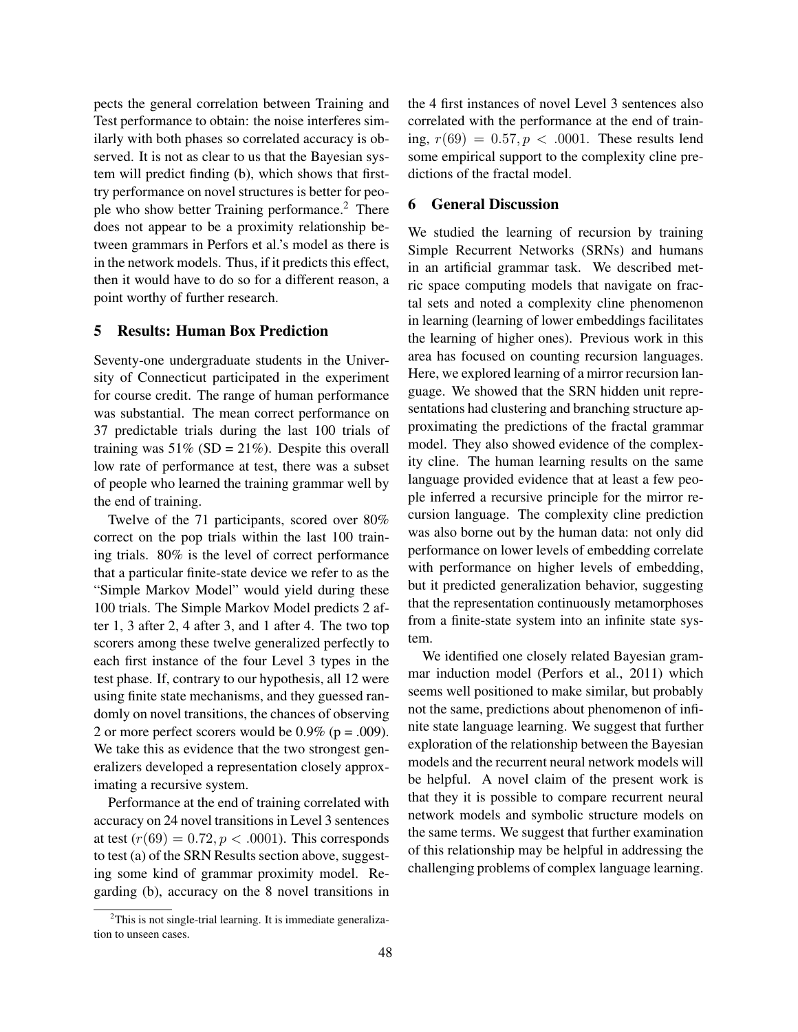pects the general correlation between Training and Test performance to obtain: the noise interferes similarly with both phases so correlated accuracy is observed. It is not as clear to us that the Bayesian system will predict finding (b), which shows that first-try performance on novel structures is better for people who show better Training performance.[2] There does not appear to be a proximity relationship between grammars in Perfors et al.'s model as there is in the network models. Thus, if it predicts this effect, then it would have to do so for a different reason, a point worthy of further research.

## 5 Results: Human Box Prediction

Seventy-one undergraduate students in the University of Connecticut participated in the experiment for course credit. The range of human performance was substantial. The mean correct performance on 37 predictable trials during the last 100 trials of training was 51% (SD = 21%). Despite this overall low rate of performance at test, there was a subset of people who learned the training grammar well by the end of training.

Twelve of the 71 participants, scored over 80% correct on the pop trials within the last 100 training trials. 80% is the level of correct performance that a particular finite-state device we refer to as the "Simple Markov Model" would yield during these 100 trials. The Simple Markov Model predicts 2 after 1, 3 after 2, 4 after 3, and 1 after 4. The two top scorers among these twelve generalized perfectly to each first instance of the four Level 3 types in the test phase. If, contrary to our hypothesis, all 12 were using finite state mechanisms, and they guessed randomly on novel transitions, the chances of observing 2 or more perfect scorers would be 0.9% (p = .009). We take this as evidence that the two strongest generalizers developed a representation closely approximating a recursive system.

Performance at the end of training correlated with accuracy on 24 novel transitions in Level 3 sentences at test ($r(69) = 0.72, p < .0001$). This corresponds to test (a) of the SRN Results section above, suggesting some kind of grammar proximity model. Regarding (b), accuracy on the 8 novel transitions in the 4 first instances of novel Level 3 sentences also correlated with the performance at the end of training, $r(69) = 0.57, p < .0001$. These results lend some empirical support to the complexity cline predictions of the fractal model.

## 6 General Discussion

We studied the learning of recursion by training Simple Recurrent Networks (SRNs) and humans in an artificial grammar task. We described metric space computing models that navigate on fractal sets and noted a complexity cline phenomenon in learning (learning of lower embeddings facilitates the learning of higher ones). Previous work in this area has focused on counting recursion languages. Here, we explored learning of a mirror recursion language. We showed that the SRN hidden unit representations had clustering and branching structure approximating the predictions of the fractal grammar model. They also showed evidence of the complexity cline. The human learning results on the same language provided evidence that at least a few people inferred a recursive principle for the mirror recursion language. The complexity cline prediction was also borne out by the human data: not only did performance on lower levels of embedding correlate with performance on higher levels of embedding, but it predicted generalization behavior, suggesting that the representation continuously metamorphoses from a finite-state system into an infinite state system.

We identified one closely related Bayesian grammar induction model (Perfors et al., 2011) which seems well positioned to make similar, but probably not the same, predictions about phenomenon of infinite state language learning. We suggest that further exploration of the relationship between the Bayesian models and the recurrent neural network models will be helpful. A novel claim of the present work is that they it is possible to compare recurrent neural network models and symbolic structure models on the same terms. We suggest that further examination of this relationship may be helpful in addressing the challenging problems of complex language learning.

[2] This is not single-trial learning. It is immediate generalization to unseen cases.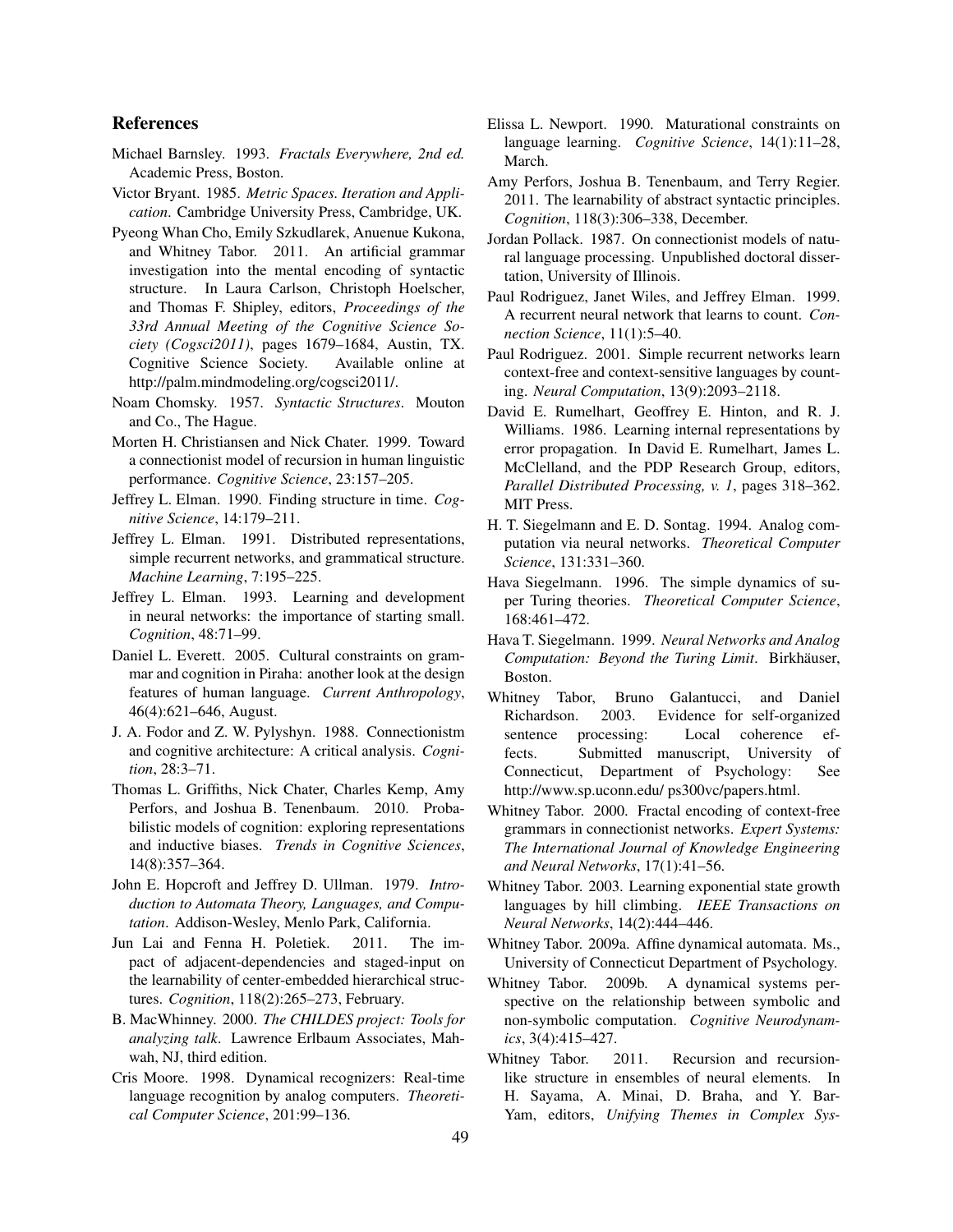## References

Michael Barnsley. 1993. *Fractals Everywhere, 2nd ed.* Academic Press, Boston.

Victor Bryant. 1985. *Metric Spaces. Iteration and Application*. Cambridge University Press, Cambridge, UK.

Pyeong Whan Cho, Emily Szkudlarek, Anuenue Kukona, and Whitney Tabor. 2011. An artificial grammar investigation into the mental encoding of syntactic structure. In Laura Carlson, Christoph Hoelscher, and Thomas F. Shipley, editors, *Proceedings of the 33rd Annual Meeting of the Cognitive Science Society (Cogsci2011)*, pages 1679–1684, Austin, TX. Cognitive Science Society. Available online at http://palm.mindmodeling.org/cogsci2011/.

Noam Chomsky. 1957. *Syntactic Structures*. Mouton and Co., The Hague.

Morten H. Christiansen and Nick Chater. 1999. Toward a connectionist model of recursion in human linguistic performance. *Cognitive Science*, 23:157–205.

Jeffrey L. Elman. 1990. Finding structure in time. *Cognitive Science*, 14:179–211.

Jeffrey L. Elman. 1991. Distributed representations, simple recurrent networks, and grammatical structure. *Machine Learning*, 7:195–225.

Jeffrey L. Elman. 1993. Learning and development in neural networks: the importance of starting small. *Cognition*, 48:71–99.

Daniel L. Everett. 2005. Cultural constraints on grammar and cognition in Piraha: another look at the design features of human language. *Current Anthropology*, 46(4):621–646, August.

J. A. Fodor and Z. W. Pylyshyn. 1988. Connectionistm and cognitive architecture: A critical analysis. *Cognition*, 28:3–71.

Thomas L. Griffiths, Nick Chater, Charles Kemp, Amy Perfors, and Joshua B. Tenenbaum. 2010. Probabilistic models of cognition: exploring representations and inductive biases. *Trends in Cognitive Sciences*, 14(8):357–364.

John E. Hopcroft and Jeffrey D. Ullman. 1979. *Introduction to Automata Theory, Languages, and Computation*. Addison-Wesley, Menlo Park, California.

Jun Lai and Fenna H. Poletiek. 2011. The impact of adjacent-dependencies and staged-input on the learnability of center-embedded hierarchical structures. *Cognition*, 118(2):265–273, February.

B. MacWhinney. 2000. *The CHILDES project: Tools for analyzing talk*. Lawrence Erlbaum Associates, Mahwah, NJ, third edition.

Cris Moore. 1998. Dynamical recognizers: Real-time language recognition by analog computers. *Theoretical Computer Science*, 201:99–136.

Elissa L. Newport. 1990. Maturational constraints on language learning. *Cognitive Science*, 14(1):11–28, March.

Amy Perfors, Joshua B. Tenenbaum, and Terry Regier. 2011. The learnability of abstract syntactic principles. *Cognition*, 118(3):306–338, December.

Jordan Pollack. 1987. On connectionist models of natural language processing. Unpublished doctoral dissertation, University of Illinois.

Paul Rodriguez, Janet Wiles, and Jeffrey Elman. 1999. A recurrent neural network that learns to count. *Connection Science*, 11(1):5–40.

Paul Rodriguez. 2001. Simple recurrent networks learn context-free and context-sensitive languages by counting. *Neural Computation*, 13(9):2093–2118.

David E. Rumelhart, Geoffrey E. Hinton, and R. J. Williams. 1986. Learning internal representations by error propagation. In David E. Rumelhart, James L. McClelland, and the PDP Research Group, editors, *Parallel Distributed Processing, v. 1*, pages 318–362. MIT Press.

H. T. Siegelmann and E. D. Sontag. 1994. Analog computation via neural networks. *Theoretical Computer Science*, 131:331–360.

Hava Siegelmann. 1996. The simple dynamics of super Turing theories. *Theoretical Computer Science*, 168:461–472.

Hava T. Siegelmann. 1999. *Neural Networks and Analog Computation: Beyond the Turing Limit*. Birkhäuser, Boston.

Whitney Tabor, Bruno Galantucci, and Daniel Richardson. 2003. Evidence for self-organized sentence processing: Local coherence effects. Submitted manuscript, University of Connecticut, Department of Psychology: See http://www.sp.uconn.edu/ ps300vc/papers.html.

Whitney Tabor. 2000. Fractal encoding of context-free grammars in connectionist networks. *Expert Systems: The International Journal of Knowledge Engineering and Neural Networks*, 17(1):41–56.

Whitney Tabor. 2003. Learning exponential state growth languages by hill climbing. *IEEE Transactions on Neural Networks*, 14(2):444–446.

Whitney Tabor. 2009a. Affine dynamical automata. Ms., University of Connecticut Department of Psychology.

Whitney Tabor. 2009b. A dynamical systems perspective on the relationship between symbolic and non-symbolic computation. *Cognitive Neurodynamics*, 3(4):415–427.

Whitney Tabor. 2011. Recursion and recursion-like structure in ensembles of neural elements. In H. Sayama, A. Minai, D. Braha, and Y. Bar-Yam, editors, *Unifying Themes in Complex Sys-*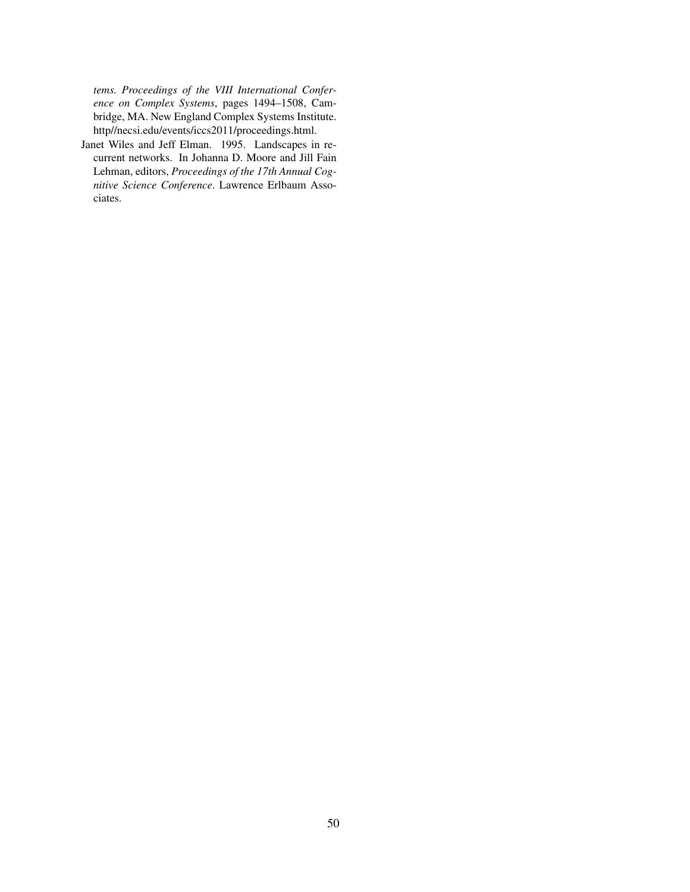*tems. Proceedings of the VIII International Conference on Complex Systems*, pages 1494–1508, Cambridge, MA. New England Complex Systems Institute. http//necsi.edu/events/iccs2011/proceedings.html.

Janet Wiles and Jeff Elman. 1995. Landscapes in recurrent networks. In Johanna D. Moore and Jill Fain Lehman, editors, *Proceedings of the 17th Annual Cognitive Science Conference*. Lawrence Erlbaum Associates.